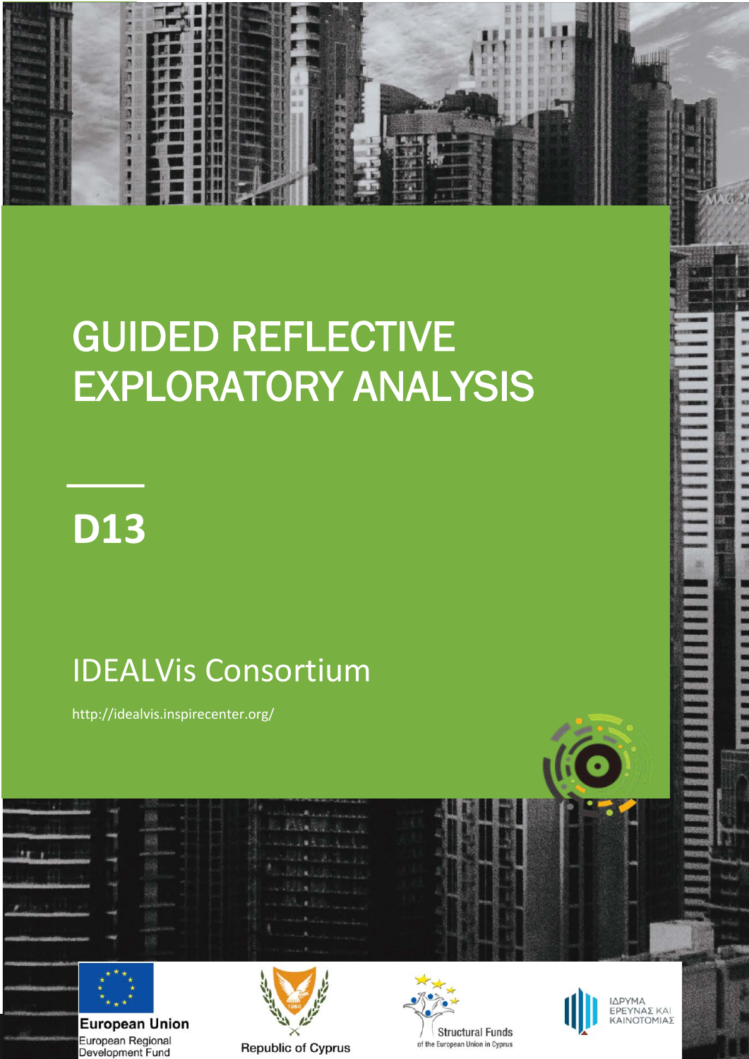# GUIDED REFLECTIVE EXPLORATORY ANALYSIS

## D13

IDEALVis Consortium

http://idealvis.inspirecenter.org/

European Union
European Regional Development Fund

Republic of Cyprus

Structural Funds of the European Union in Cyprus

ΙΔΡΥΜΑ ΕΡΕΥΝΑΣ ΚΑΙ ΚΑΙΝΟΤΟΜΙΑΣ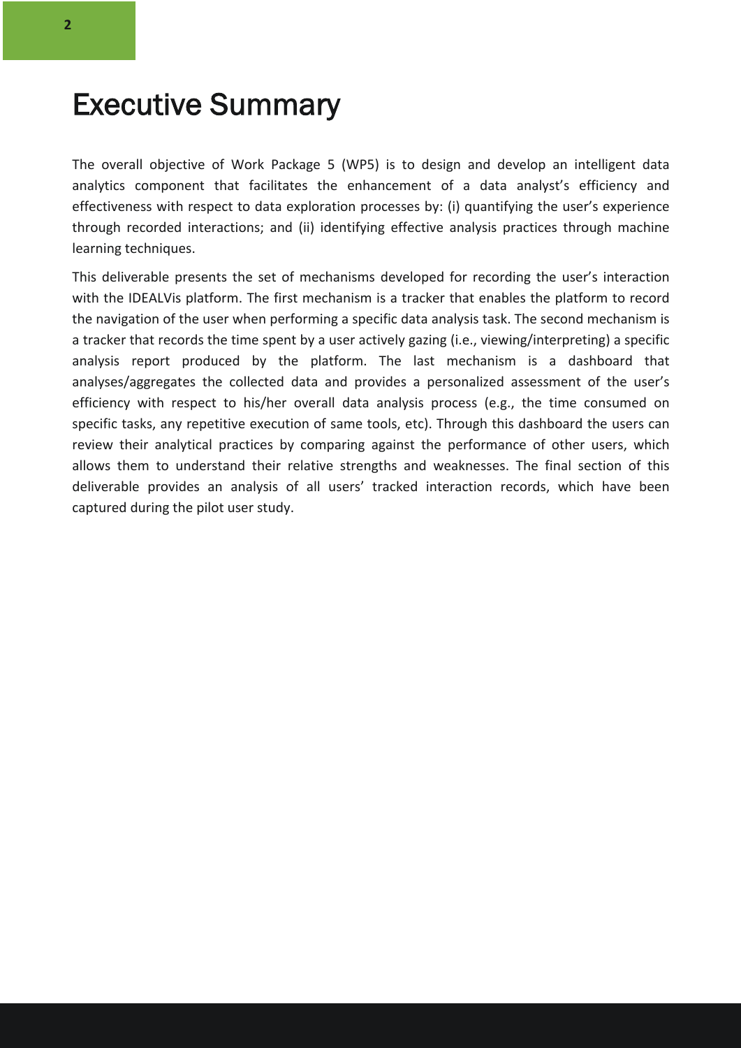# Executive Summary

The overall objective of Work Package 5 (WP5) is to design and develop an intelligent data analytics component that facilitates the enhancement of a data analyst's efficiency and effectiveness with respect to data exploration processes by: (i) quantifying the user's experience through recorded interactions; and (ii) identifying effective analysis practices through machine learning techniques.

This deliverable presents the set of mechanisms developed for recording the user's interaction with the IDEALVis platform. The first mechanism is a tracker that enables the platform to record the navigation of the user when performing a specific data analysis task. The second mechanism is a tracker that records the time spent by a user actively gazing (i.e., viewing/interpreting) a specific analysis report produced by the platform. The last mechanism is a dashboard that analyses/aggregates the collected data and provides a personalized assessment of the user's efficiency with respect to his/her overall data analysis process (e.g., the time consumed on specific tasks, any repetitive execution of same tools, etc). Through this dashboard the users can review their analytical practices by comparing against the performance of other users, which allows them to understand their relative strengths and weaknesses. The final section of this deliverable provides an analysis of all users' tracked interaction records, which have been captured during the pilot user study.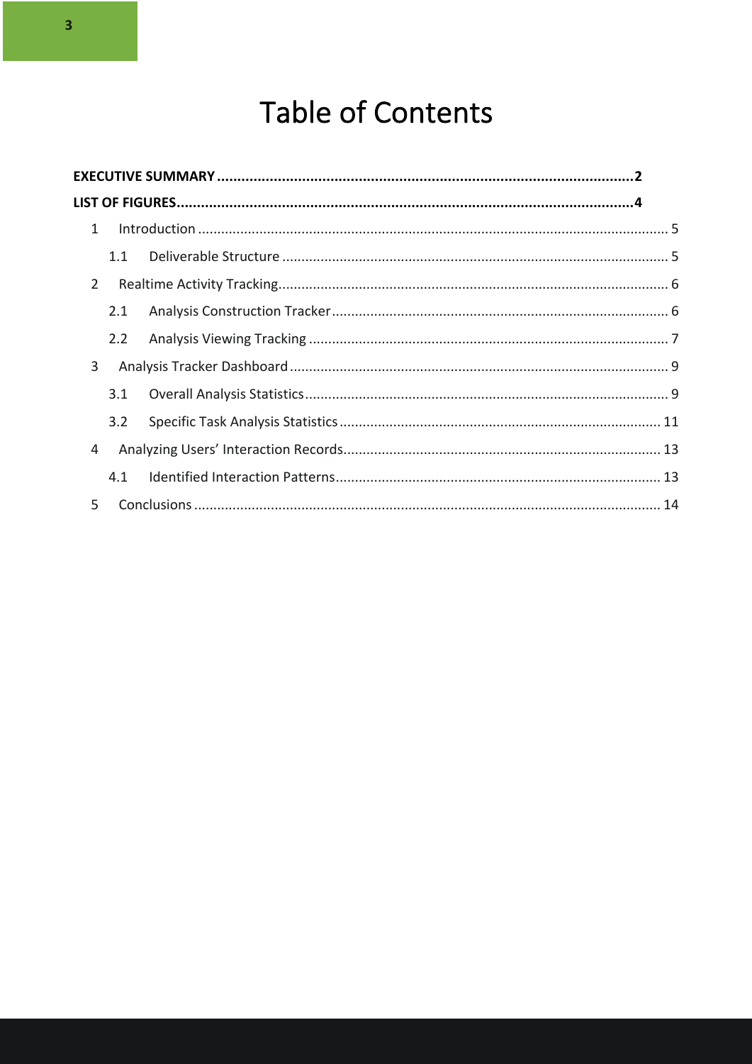# Table of Contents

**EXECUTIVE SUMMARY .......................................................................................................2**

**LIST OF FIGURES.................................................................................................................4**

1 Introduction ........................................................................................................................... 5

1.1 Deliverable Structure .................................................................................................... 5

2 Realtime Activity Tracking..................................................................................................... 6

2.1 Analysis Construction Tracker....................................................................................... 6

2.2 Analysis Viewing Tracking ............................................................................................. 7

3 Analysis Tracker Dashboard .................................................................................................. 9

3.1 Overall Analysis Statistics.............................................................................................. 9

3.2 Specific Task Analysis Statistics.................................................................................... 11

4 Analyzing Users' Interaction Records................................................................................... 13

4.1 Identified Interaction Patterns..................................................................................... 13

5 Conclusions .......................................................................................................................... 14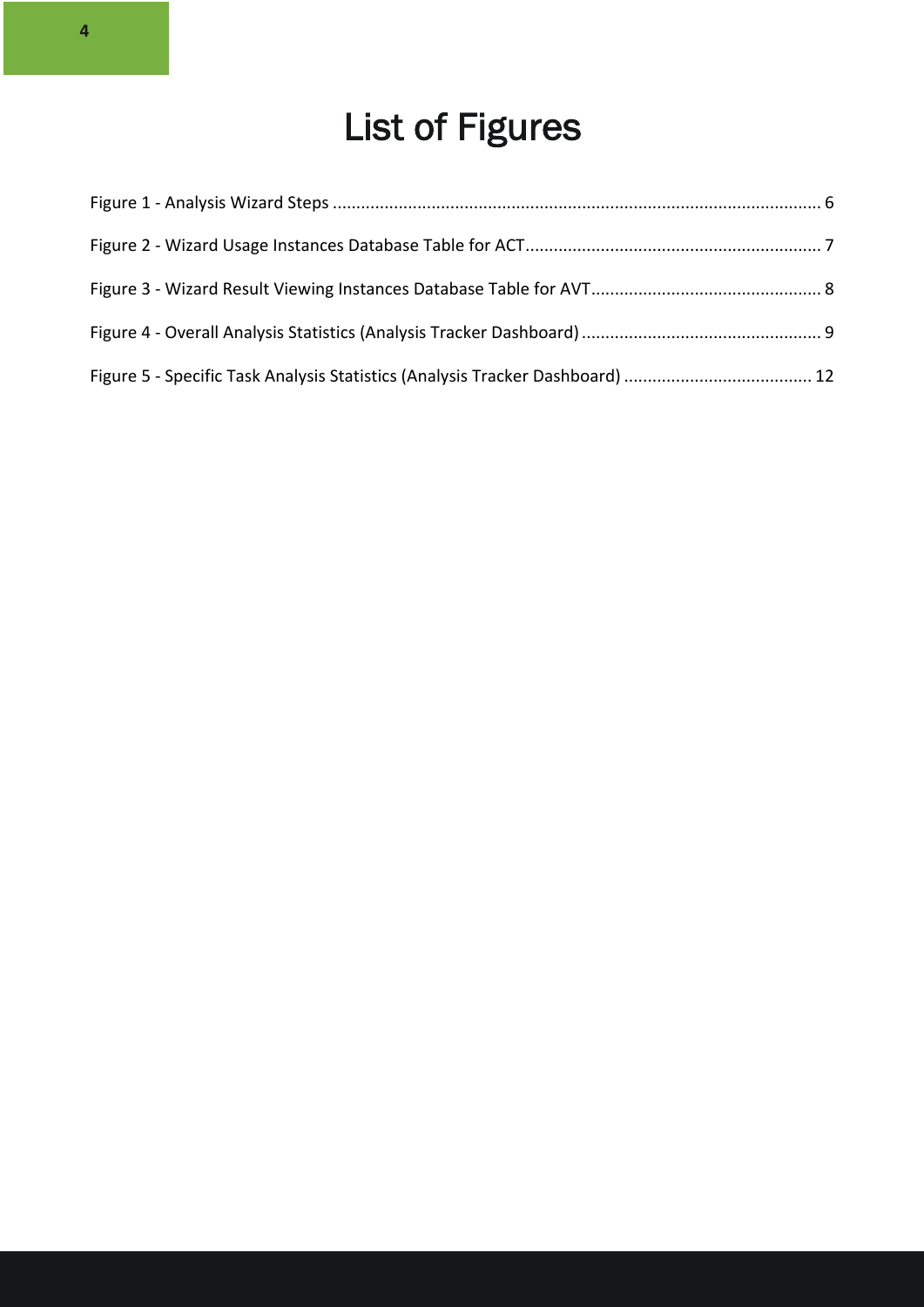# List of Figures

Figure 1 - Analysis Wizard Steps ........................................................................................................ 6

Figure 2 - Wizard Usage Instances Database Table for ACT.............................................................. 7

Figure 3 - Wizard Result Viewing Instances Database Table for AVT................................................ 8

Figure 4 - Overall Analysis Statistics (Analysis Tracker Dashboard) .................................................. 9

Figure 5 - Specific Task Analysis Statistics (Analysis Tracker Dashboard) ....................................... 12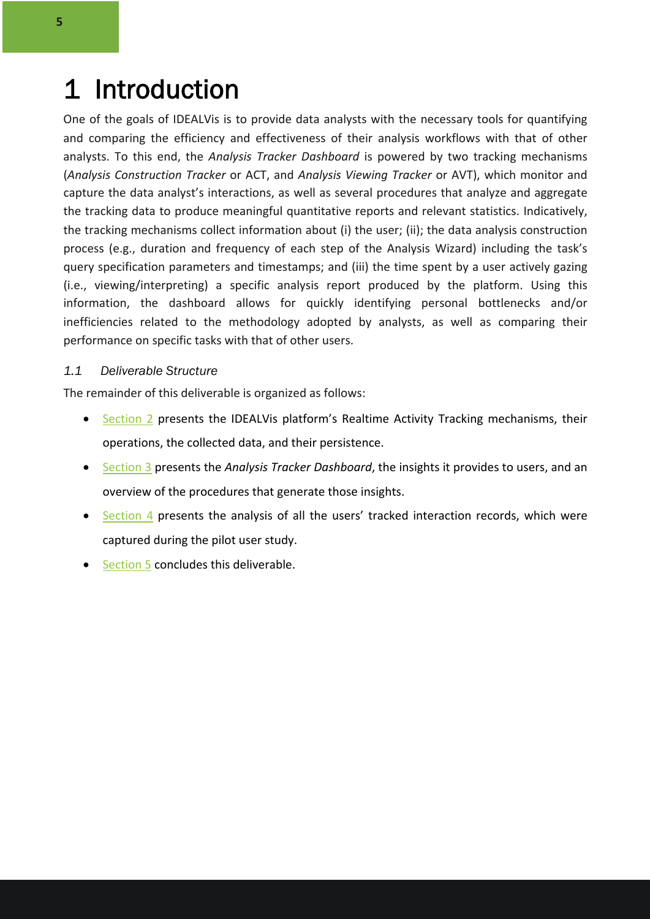# 1 Introduction

One of the goals of IDEALVis is to provide data analysts with the necessary tools for quantifying and comparing the efficiency and effectiveness of their analysis workflows with that of other analysts. To this end, the *Analysis Tracker Dashboard* is powered by two tracking mechanisms (*Analysis Construction Tracker* or ACT, and *Analysis Viewing Tracker* or AVT), which monitor and capture the data analyst's interactions, as well as several procedures that analyze and aggregate the tracking data to produce meaningful quantitative reports and relevant statistics. Indicatively, the tracking mechanisms collect information about (i) the user; (ii); the data analysis construction process (e.g., duration and frequency of each step of the Analysis Wizard) including the task's query specification parameters and timestamps; and (iii) the time spent by a user actively gazing (i.e., viewing/interpreting) a specific analysis report produced by the platform. Using this information, the dashboard allows for quickly identifying personal bottlenecks and/or inefficiencies related to the methodology adopted by analysts, as well as comparing their performance on specific tasks with that of other users.

### *1.1 Deliverable Structure*

The remainder of this deliverable is organized as follows:

- Section 2 presents the IDEALVis platform's Realtime Activity Tracking mechanisms, their operations, the collected data, and their persistence.
- Section 3 presents the *Analysis Tracker Dashboard*, the insights it provides to users, and an overview of the procedures that generate those insights.
- Section 4 presents the analysis of all the users' tracked interaction records, which were captured during the pilot user study.
- Section 5 concludes this deliverable.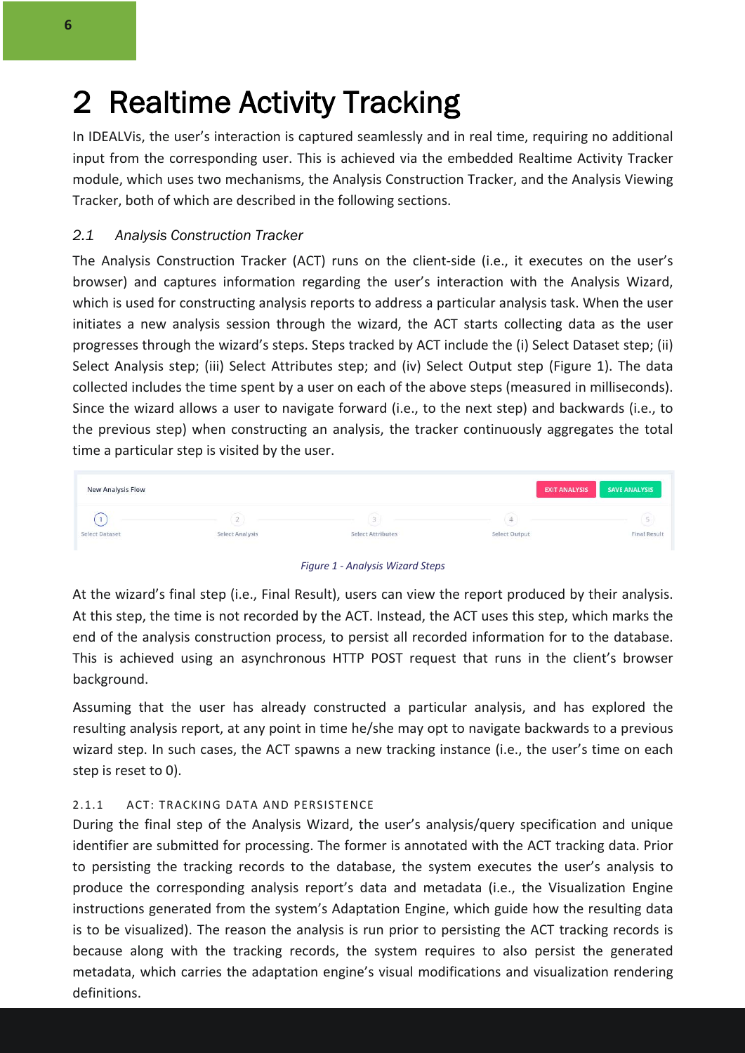# 2 Realtime Activity Tracking

In IDEALVis, the user's interaction is captured seamlessly and in real time, requiring no additional input from the corresponding user. This is achieved via the embedded Realtime Activity Tracker module, which uses two mechanisms, the Analysis Construction Tracker, and the Analysis Viewing Tracker, both of which are described in the following sections.

## 2.1 Analysis Construction Tracker

The Analysis Construction Tracker (ACT) runs on the client-side (i.e., it executes on the user's browser) and captures information regarding the user's interaction with the Analysis Wizard, which is used for constructing analysis reports to address a particular analysis task. When the user initiates a new analysis session through the wizard, the ACT starts collecting data as the user progresses through the wizard's steps. Steps tracked by ACT include the (i) Select Dataset step; (ii) Select Analysis step; (iii) Select Attributes step; and (iv) Select Output step (Figure 1). The data collected includes the time spent by a user on each of the above steps (measured in milliseconds). Since the wizard allows a user to navigate forward (i.e., to the next step) and backwards (i.e., to the previous step) when constructing an analysis, the tracker continuously aggregates the total time a particular step is visited by the user.

New Analysis Flow — EXIT ANALYSIS — SAVE ANALYSIS

1 Select Dataset — 2 Select Analysis — 3 Select Attributes — 4 Select Output — 5 Final Result

*Figure 1 - Analysis Wizard Steps*

At the wizard's final step (i.e., Final Result), users can view the report produced by their analysis. At this step, the time is not recorded by the ACT. Instead, the ACT uses this step, which marks the end of the analysis construction process, to persist all recorded information for to the database. This is achieved using an asynchronous HTTP POST request that runs in the client's browser background.

Assuming that the user has already constructed a particular analysis, and has explored the resulting analysis report, at any point in time he/she may opt to navigate backwards to a previous wizard step. In such cases, the ACT spawns a new tracking instance (i.e., the user's time on each step is reset to 0).

### 2.1.1 ACT: Tracking Data and Persistence

During the final step of the Analysis Wizard, the user's analysis/query specification and unique identifier are submitted for processing. The former is annotated with the ACT tracking data. Prior to persisting the tracking records to the database, the system executes the user's analysis to produce the corresponding analysis report's data and metadata (i.e., the Visualization Engine instructions generated from the system's Adaptation Engine, which guide how the resulting data is to be visualized). The reason the analysis is run prior to persisting the ACT tracking records is because along with the tracking records, the system requires to also persist the generated metadata, which carries the adaptation engine's visual modifications and visualization rendering definitions.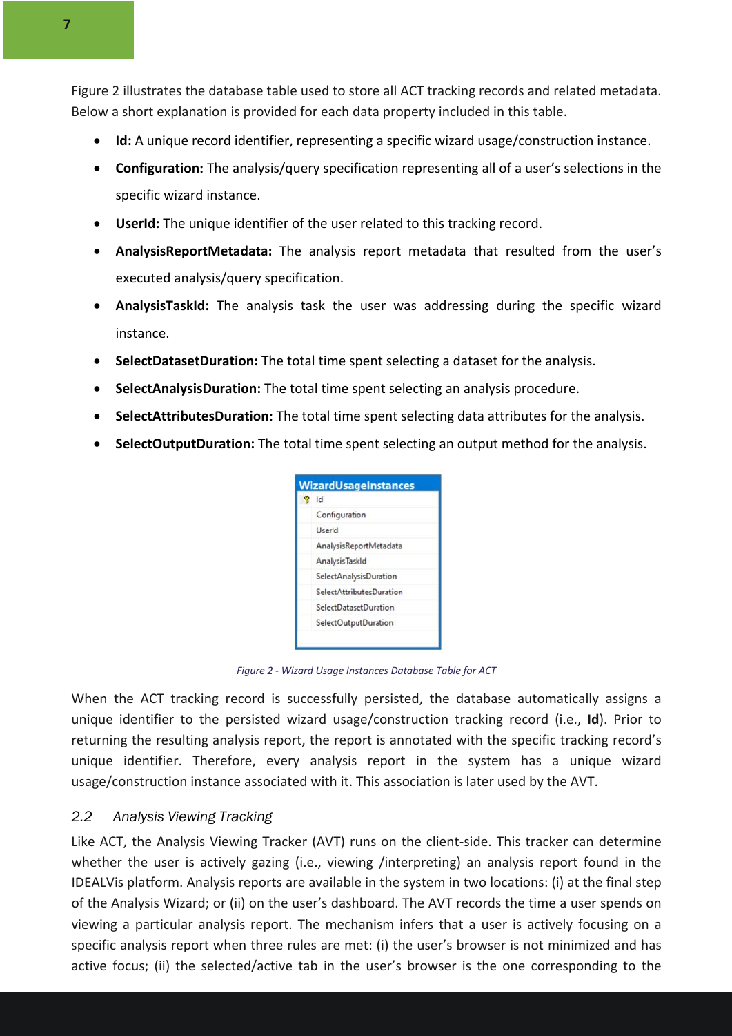Figure 2 illustrates the database table used to store all ACT tracking records and related metadata. Below a short explanation is provided for each data property included in this table.

- **Id:** A unique record identifier, representing a specific wizard usage/construction instance.
- **Configuration:** The analysis/query specification representing all of a user's selections in the specific wizard instance.
- **UserId:** The unique identifier of the user related to this tracking record.
- **AnalysisReportMetadata:** The analysis report metadata that resulted from the user's executed analysis/query specification.
- **AnalysisTaskId:** The analysis task the user was addressing during the specific wizard instance.
- **SelectDatasetDuration:** The total time spent selecting a dataset for the analysis.
- **SelectAnalysisDuration:** The total time spent selecting an analysis procedure.
- **SelectAttributesDuration:** The total time spent selecting data attributes for the analysis.
- **SelectOutputDuration:** The total time spent selecting an output method for the analysis.

| WizardUsageInstances |
| --- |
| Id |
| Configuration |
| UserId |
| AnalysisReportMetadata |
| AnalysisTaskId |
| SelectAnalysisDuration |
| SelectAttributesDuration |
| SelectDatasetDuration |
| SelectOutputDuration |

*Figure 2 - Wizard Usage Instances Database Table for ACT*

When the ACT tracking record is successfully persisted, the database automatically assigns a unique identifier to the persisted wizard usage/construction tracking record (i.e., **Id**). Prior to returning the resulting analysis report, the report is annotated with the specific tracking record's unique identifier. Therefore, every analysis report in the system has a unique wizard usage/construction instance associated with it. This association is later used by the AVT.

## 2.2 Analysis Viewing Tracking

Like ACT, the Analysis Viewing Tracker (AVT) runs on the client-side. This tracker can determine whether the user is actively gazing (i.e., viewing /interpreting) an analysis report found in the IDEALVis platform. Analysis reports are available in the system in two locations: (i) at the final step of the Analysis Wizard; or (ii) on the user's dashboard. The AVT records the time a user spends on viewing a particular analysis report. The mechanism infers that a user is actively focusing on a specific analysis report when three rules are met: (i) the user's browser is not minimized and has active focus; (ii) the selected/active tab in the user's browser is the one corresponding to the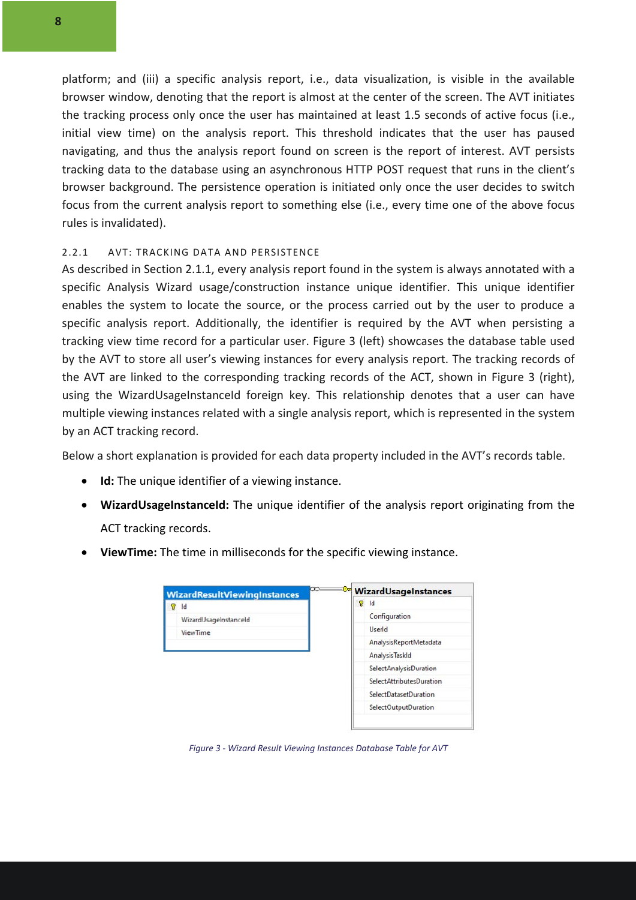platform; and (iii) a specific analysis report, i.e., data visualization, is visible in the available browser window, denoting that the report is almost at the center of the screen. The AVT initiates the tracking process only once the user has maintained at least 1.5 seconds of active focus (i.e., initial view time) on the analysis report. This threshold indicates that the user has paused navigating, and thus the analysis report found on screen is the report of interest. AVT persists tracking data to the database using an asynchronous HTTP POST request that runs in the client's browser background. The persistence operation is initiated only once the user decides to switch focus from the current analysis report to something else (i.e., every time one of the above focus rules is invalidated).

### 2.2.1 AVT: TRACKING DATA AND PERSISTENCE

As described in Section 2.1.1, every analysis report found in the system is always annotated with a specific Analysis Wizard usage/construction instance unique identifier. This unique identifier enables the system to locate the source, or the process carried out by the user to produce a specific analysis report. Additionally, the identifier is required by the AVT when persisting a tracking view time record for a particular user. Figure 3 (left) showcases the database table used by the AVT to store all user's viewing instances for every analysis report. The tracking records of the AVT are linked to the corresponding tracking records of the ACT, shown in Figure 3 (right), using the WizardUsageInstanceId foreign key. This relationship denotes that a user can have multiple viewing instances related with a single analysis report, which is represented in the system by an ACT tracking record.

Below a short explanation is provided for each data property included in the AVT's records table.

- **Id:** The unique identifier of a viewing instance.
- **WizardUsageInstanceId:** The unique identifier of the analysis report originating from the ACT tracking records.
- **ViewTime:** The time in milliseconds for the specific viewing instance.

| WizardResultViewingInstances |
|---|
| Id |
| WizardUsageInstanceId |
| ViewTime |

| WizardUsageInstances |
|---|
| Id |
| Configuration |
| UserId |
| AnalysisReportMetadata |
| AnalysisTaskId |
| SelectAnalysisDuration |
| SelectAttributesDuration |
| SelectDatasetDuration |
| SelectOutputDuration |

*Figure 3 - Wizard Result Viewing Instances Database Table for AVT*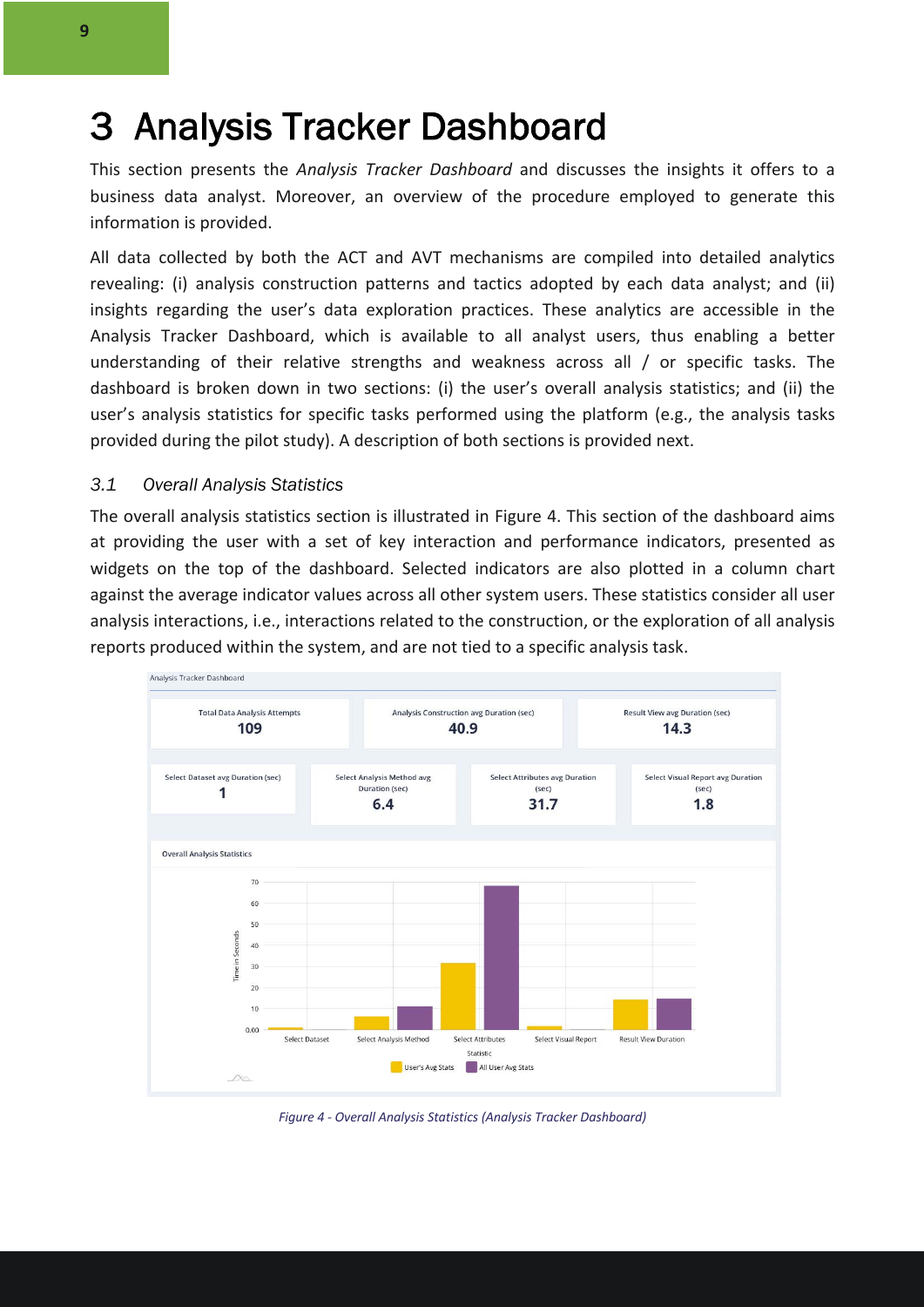# 3 Analysis Tracker Dashboard

This section presents the *Analysis Tracker Dashboard* and discusses the insights it offers to a business data analyst. Moreover, an overview of the procedure employed to generate this information is provided.

All data collected by both the ACT and AVT mechanisms are compiled into detailed analytics revealing: (i) analysis construction patterns and tactics adopted by each data analyst; and (ii) insights regarding the user's data exploration practices. These analytics are accessible in the Analysis Tracker Dashboard, which is available to all analyst users, thus enabling a better understanding of their relative strengths and weakness across all / or specific tasks. The dashboard is broken down in two sections: (i) the user's overall analysis statistics; and (ii) the user's analysis statistics for specific tasks performed using the platform (e.g., the analysis tasks provided during the pilot study). A description of both sections is provided next.

## 3.1 Overall Analysis Statistics

The overall analysis statistics section is illustrated in Figure 4. This section of the dashboard aims at providing the user with a set of key interaction and performance indicators, presented as widgets on the top of the dashboard. Selected indicators are also plotted in a column chart against the average indicator values across all other system users. These statistics consider all user analysis interactions, i.e., interactions related to the construction, or the exploration of all analysis reports produced within the system, and are not tied to a specific analysis task.

*Figure 4 - Overall Analysis Statistics (Analysis Tracker Dashboard)*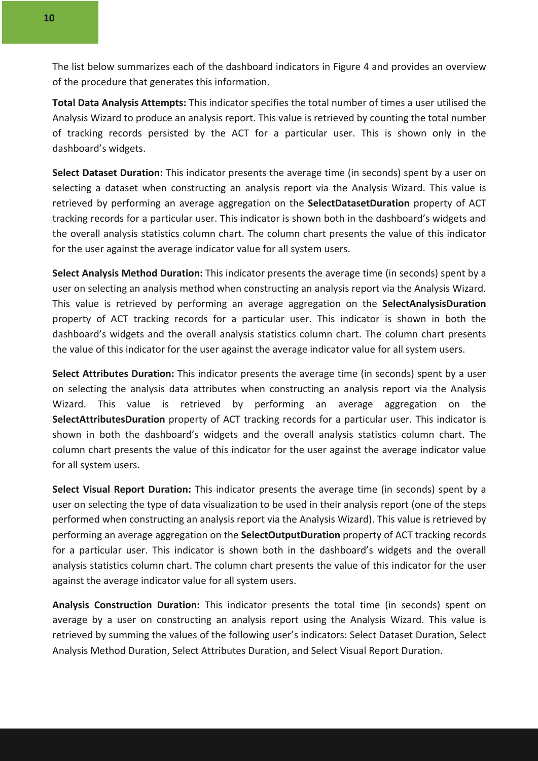The list below summarizes each of the dashboard indicators in Figure 4 and provides an overview of the procedure that generates this information.

**Total Data Analysis Attempts:** This indicator specifies the total number of times a user utilised the Analysis Wizard to produce an analysis report. This value is retrieved by counting the total number of tracking records persisted by the ACT for a particular user. This is shown only in the dashboard's widgets.

**Select Dataset Duration:** This indicator presents the average time (in seconds) spent by a user on selecting a dataset when constructing an analysis report via the Analysis Wizard. This value is retrieved by performing an average aggregation on the **SelectDatasetDuration** property of ACT tracking records for a particular user. This indicator is shown both in the dashboard's widgets and the overall analysis statistics column chart. The column chart presents the value of this indicator for the user against the average indicator value for all system users.

**Select Analysis Method Duration:** This indicator presents the average time (in seconds) spent by a user on selecting an analysis method when constructing an analysis report via the Analysis Wizard. This value is retrieved by performing an average aggregation on the **SelectAnalysisDuration** property of ACT tracking records for a particular user. This indicator is shown in both the dashboard's widgets and the overall analysis statistics column chart. The column chart presents the value of this indicator for the user against the average indicator value for all system users.

**Select Attributes Duration:** This indicator presents the average time (in seconds) spent by a user on selecting the analysis data attributes when constructing an analysis report via the Analysis Wizard. This value is retrieved by performing an average aggregation on the **SelectAttributesDuration** property of ACT tracking records for a particular user. This indicator is shown in both the dashboard's widgets and the overall analysis statistics column chart. The column chart presents the value of this indicator for the user against the average indicator value for all system users.

**Select Visual Report Duration:** This indicator presents the average time (in seconds) spent by a user on selecting the type of data visualization to be used in their analysis report (one of the steps performed when constructing an analysis report via the Analysis Wizard). This value is retrieved by performing an average aggregation on the **SelectOutputDuration** property of ACT tracking records for a particular user. This indicator is shown both in the dashboard's widgets and the overall analysis statistics column chart. The column chart presents the value of this indicator for the user against the average indicator value for all system users.

**Analysis Construction Duration:** This indicator presents the total time (in seconds) spent on average by a user on constructing an analysis report using the Analysis Wizard. This value is retrieved by summing the values of the following user's indicators: Select Dataset Duration, Select Analysis Method Duration, Select Attributes Duration, and Select Visual Report Duration.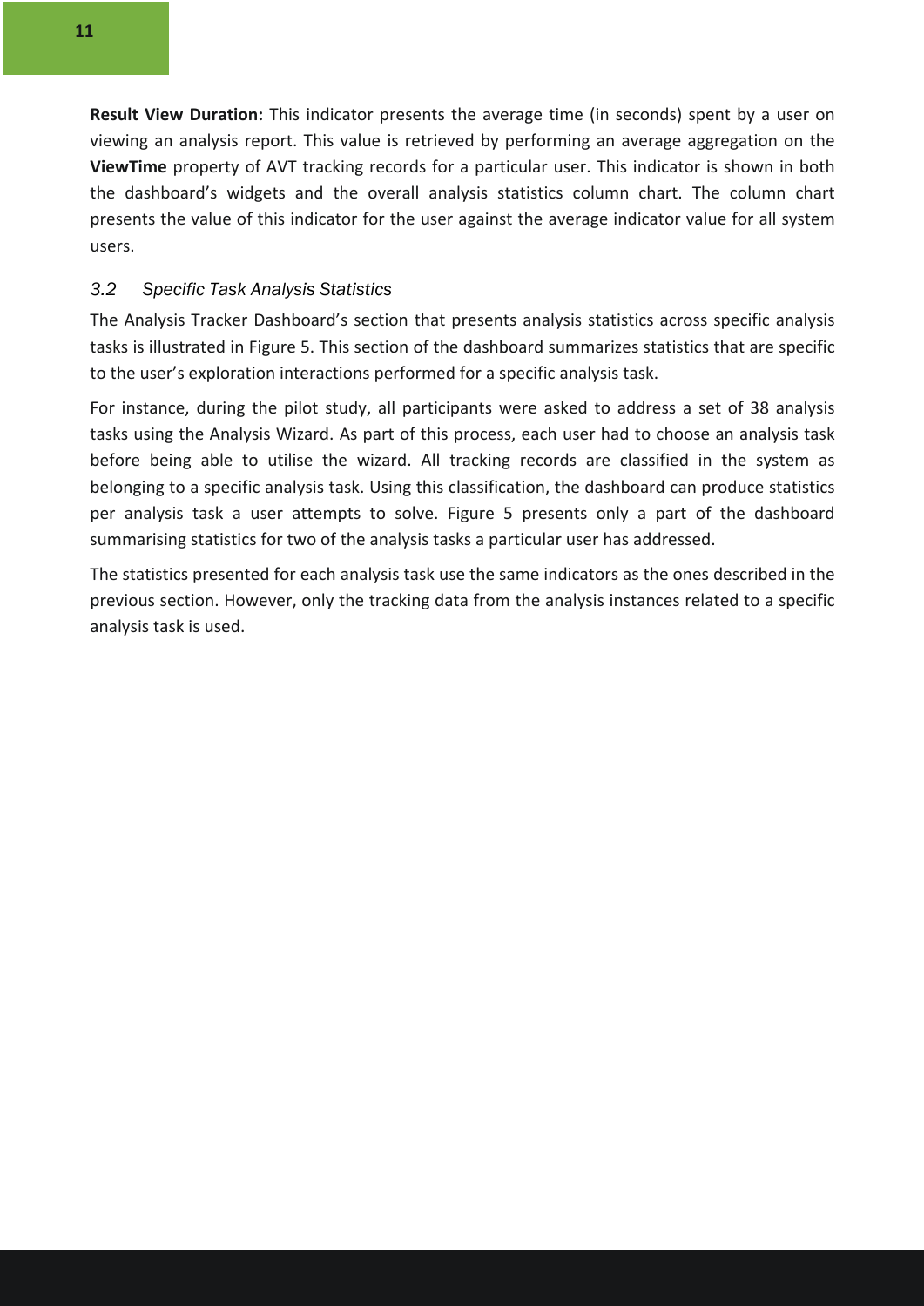**Result View Duration:** This indicator presents the average time (in seconds) spent by a user on viewing an analysis report. This value is retrieved by performing an average aggregation on the **ViewTime** property of AVT tracking records for a particular user. This indicator is shown in both the dashboard's widgets and the overall analysis statistics column chart. The column chart presents the value of this indicator for the user against the average indicator value for all system users.

## 3.2 Specific Task Analysis Statistics

The Analysis Tracker Dashboard's section that presents analysis statistics across specific analysis tasks is illustrated in Figure 5. This section of the dashboard summarizes statistics that are specific to the user's exploration interactions performed for a specific analysis task.

For instance, during the pilot study, all participants were asked to address a set of 38 analysis tasks using the Analysis Wizard. As part of this process, each user had to choose an analysis task before being able to utilise the wizard. All tracking records are classified in the system as belonging to a specific analysis task. Using this classification, the dashboard can produce statistics per analysis task a user attempts to solve. Figure 5 presents only a part of the dashboard summarising statistics for two of the analysis tasks a particular user has addressed.

The statistics presented for each analysis task use the same indicators as the ones described in the previous section. However, only the tracking data from the analysis instances related to a specific analysis task is used.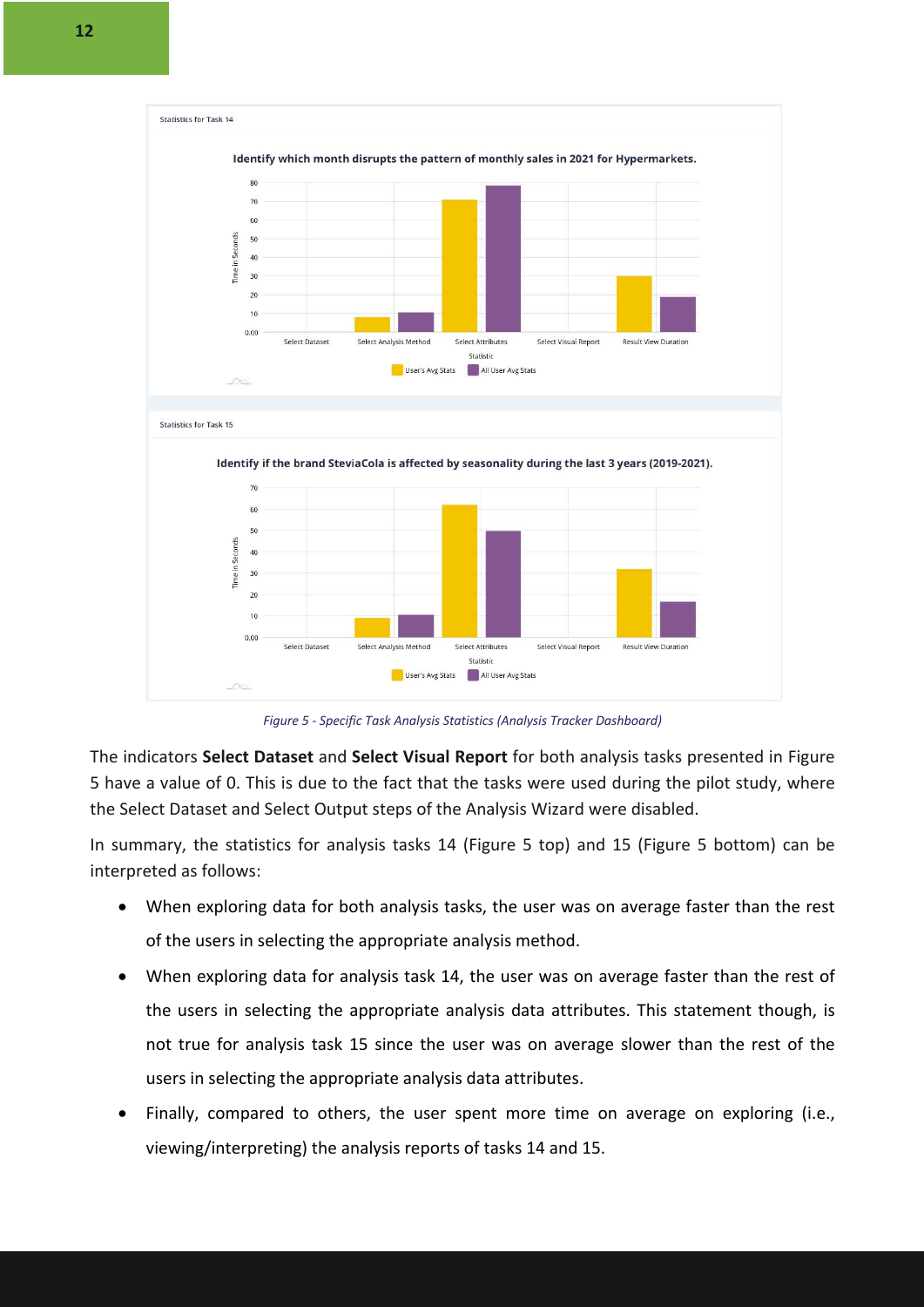Statistics for Task 14

**Identify which month disrupts the pattern of monthly sales in 2021 for Hypermarkets.**

Statistics for Task 15

**Identify if the brand SteviaCola is affected by seasonality during the last 3 years (2019-2021).**

*Figure 5 - Specific Task Analysis Statistics (Analysis Tracker Dashboard)*

The indicators **Select Dataset** and **Select Visual Report** for both analysis tasks presented in Figure 5 have a value of 0. This is due to the fact that the tasks were used during the pilot study, where the Select Dataset and Select Output steps of the Analysis Wizard were disabled.

In summary, the statistics for analysis tasks 14 (Figure 5 top) and 15 (Figure 5 bottom) can be interpreted as follows:

- When exploring data for both analysis tasks, the user was on average faster than the rest of the users in selecting the appropriate analysis method.
- When exploring data for analysis task 14, the user was on average faster than the rest of the users in selecting the appropriate analysis data attributes. This statement though, is not true for analysis task 15 since the user was on average slower than the rest of the users in selecting the appropriate analysis data attributes.
- Finally, compared to others, the user spent more time on average on exploring (i.e., viewing/interpreting) the analysis reports of tasks 14 and 15.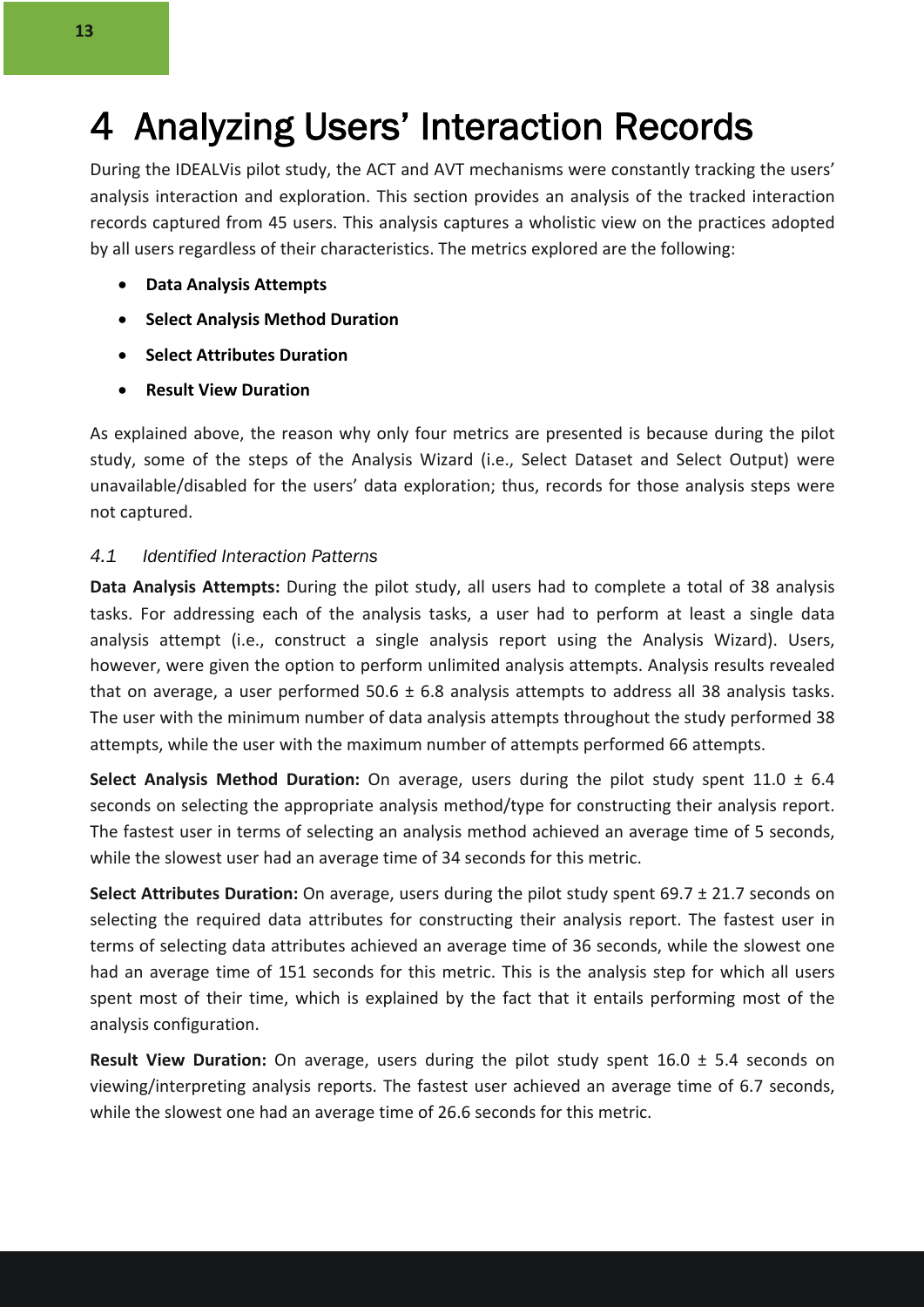# 4 Analyzing Users' Interaction Records

During the IDEALVis pilot study, the ACT and AVT mechanisms were constantly tracking the users' analysis interaction and exploration. This section provides an analysis of the tracked interaction records captured from 45 users. This analysis captures a wholistic view on the practices adopted by all users regardless of their characteristics. The metrics explored are the following:

- **Data Analysis Attempts**
- **Select Analysis Method Duration**
- **Select Attributes Duration**
- **Result View Duration**

As explained above, the reason why only four metrics are presented is because during the pilot study, some of the steps of the Analysis Wizard (i.e., Select Dataset and Select Output) were unavailable/disabled for the users' data exploration; thus, records for those analysis steps were not captured.

## 4.1 *Identified Interaction Patterns*

**Data Analysis Attempts:** During the pilot study, all users had to complete a total of 38 analysis tasks. For addressing each of the analysis tasks, a user had to perform at least a single data analysis attempt (i.e., construct a single analysis report using the Analysis Wizard). Users, however, were given the option to perform unlimited analysis attempts. Analysis results revealed that on average, a user performed 50.6 ± 6.8 analysis attempts to address all 38 analysis tasks. The user with the minimum number of data analysis attempts throughout the study performed 38 attempts, while the user with the maximum number of attempts performed 66 attempts.

**Select Analysis Method Duration:** On average, users during the pilot study spent 11.0 ± 6.4 seconds on selecting the appropriate analysis method/type for constructing their analysis report. The fastest user in terms of selecting an analysis method achieved an average time of 5 seconds, while the slowest user had an average time of 34 seconds for this metric.

**Select Attributes Duration:** On average, users during the pilot study spent 69.7 ± 21.7 seconds on selecting the required data attributes for constructing their analysis report. The fastest user in terms of selecting data attributes achieved an average time of 36 seconds, while the slowest one had an average time of 151 seconds for this metric. This is the analysis step for which all users spent most of their time, which is explained by the fact that it entails performing most of the analysis configuration.

**Result View Duration:** On average, users during the pilot study spent 16.0 ± 5.4 seconds on viewing/interpreting analysis reports. The fastest user achieved an average time of 6.7 seconds, while the slowest one had an average time of 26.6 seconds for this metric.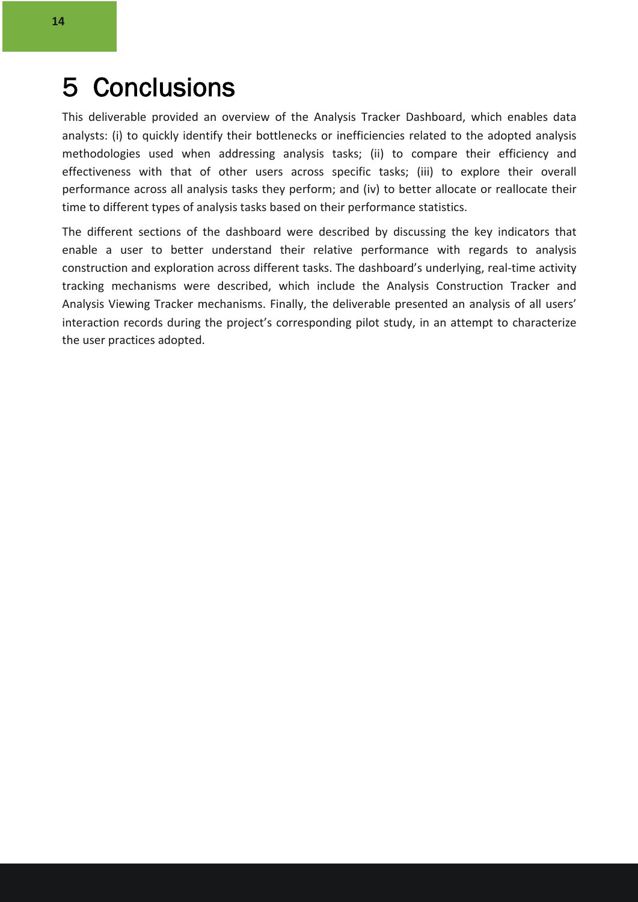# 5 Conclusions

This deliverable provided an overview of the Analysis Tracker Dashboard, which enables data analysts: (i) to quickly identify their bottlenecks or inefficiencies related to the adopted analysis methodologies used when addressing analysis tasks; (ii) to compare their efficiency and effectiveness with that of other users across specific tasks; (iii) to explore their overall performance across all analysis tasks they perform; and (iv) to better allocate or reallocate their time to different types of analysis tasks based on their performance statistics.

The different sections of the dashboard were described by discussing the key indicators that enable a user to better understand their relative performance with regards to analysis construction and exploration across different tasks. The dashboard's underlying, real-time activity tracking mechanisms were described, which include the Analysis Construction Tracker and Analysis Viewing Tracker mechanisms. Finally, the deliverable presented an analysis of all users' interaction records during the project's corresponding pilot study, in an attempt to characterize the user practices adopted.